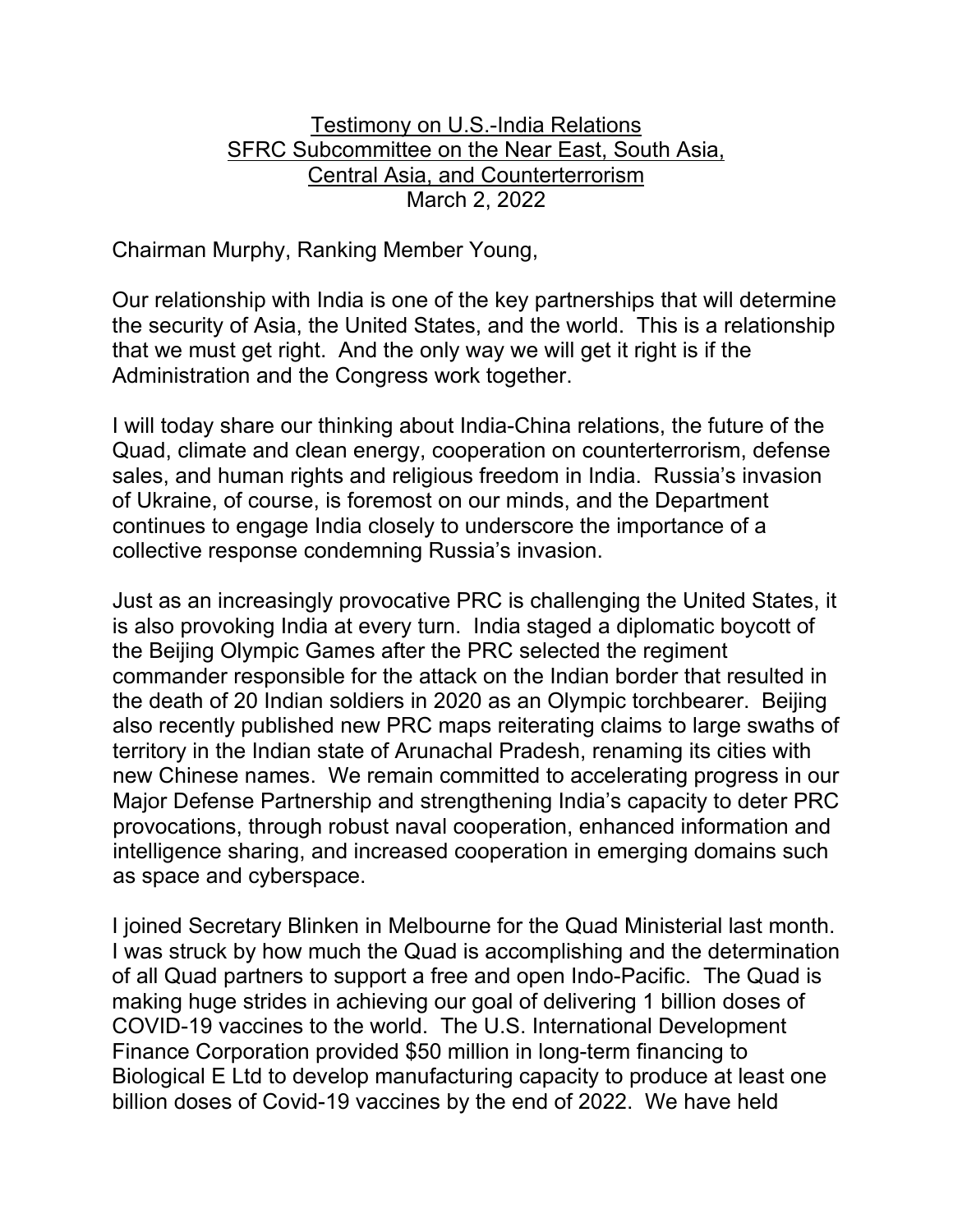<u>Testimony on U.S.-India Relations</u>
<u>SFRC Subcommittee on the Near East, South Asia,</u>
<u>Central Asia, and Counterterrorism</u>
March 2, 2022

Chairman Murphy, Ranking Member Young,

Our relationship with India is one of the key partnerships that will determine the security of Asia, the United States, and the world. This is a relationship that we must get right. And the only way we will get it right is if the Administration and the Congress work together.

I will today share our thinking about India-China relations, the future of the Quad, climate and clean energy, cooperation on counterterrorism, defense sales, and human rights and religious freedom in India. Russia's invasion of Ukraine, of course, is foremost on our minds, and the Department continues to engage India closely to underscore the importance of a collective response condemning Russia's invasion.

Just as an increasingly provocative PRC is challenging the United States, it is also provoking India at every turn. India staged a diplomatic boycott of the Beijing Olympic Games after the PRC selected the regiment commander responsible for the attack on the Indian border that resulted in the death of 20 Indian soldiers in 2020 as an Olympic torchbearer. Beijing also recently published new PRC maps reiterating claims to large swaths of territory in the Indian state of Arunachal Pradesh, renaming its cities with new Chinese names. We remain committed to accelerating progress in our Major Defense Partnership and strengthening India's capacity to deter PRC provocations, through robust naval cooperation, enhanced information and intelligence sharing, and increased cooperation in emerging domains such as space and cyberspace.

I joined Secretary Blinken in Melbourne for the Quad Ministerial last month. I was struck by how much the Quad is accomplishing and the determination of all Quad partners to support a free and open Indo-Pacific. The Quad is making huge strides in achieving our goal of delivering 1 billion doses of COVID-19 vaccines to the world. The U.S. International Development Finance Corporation provided $50 million in long-term financing to Biological E Ltd to develop manufacturing capacity to produce at least one billion doses of Covid-19 vaccines by the end of 2022. We have held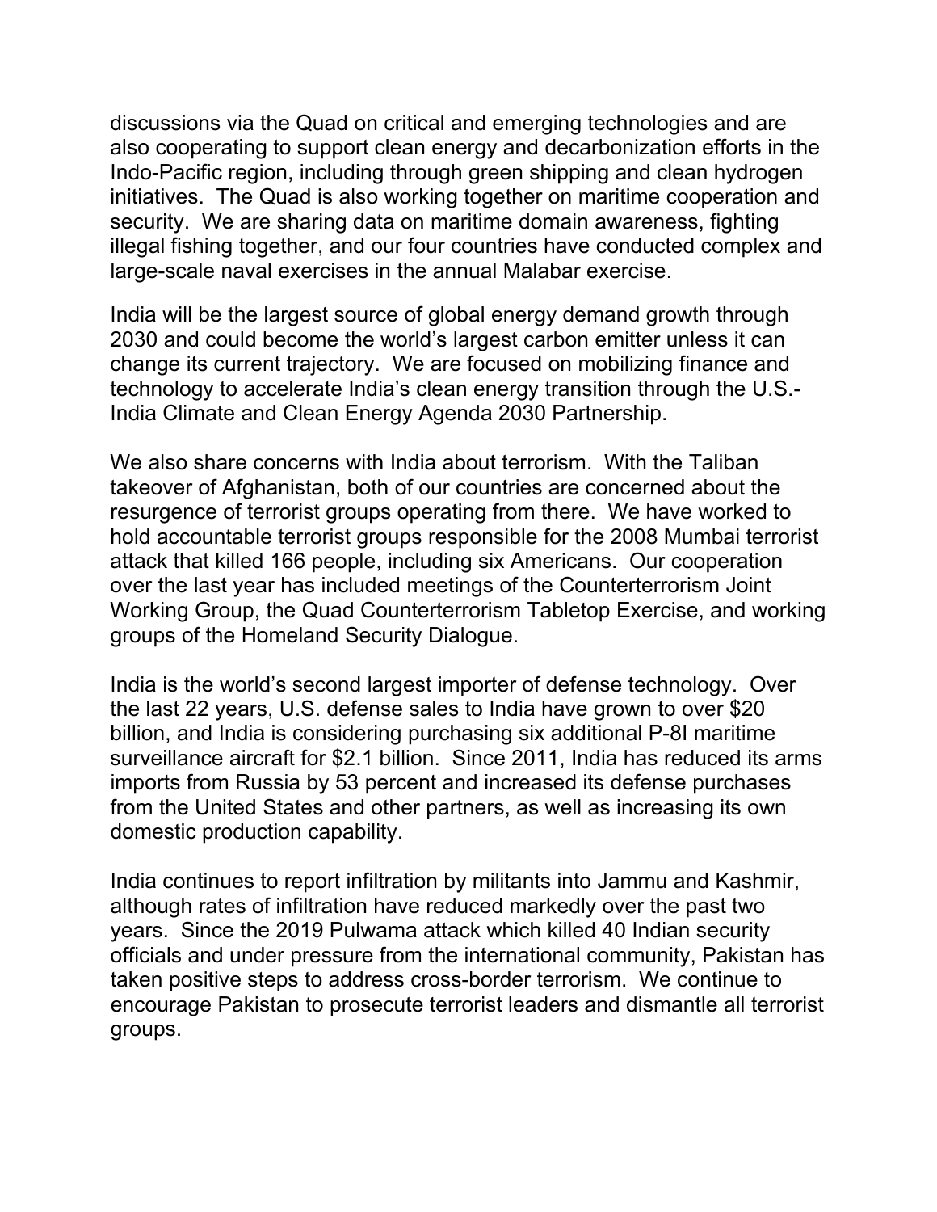discussions via the Quad on critical and emerging technologies and are also cooperating to support clean energy and decarbonization efforts in the Indo-Pacific region, including through green shipping and clean hydrogen initiatives. The Quad is also working together on maritime cooperation and security. We are sharing data on maritime domain awareness, fighting illegal fishing together, and our four countries have conducted complex and large-scale naval exercises in the annual Malabar exercise.

India will be the largest source of global energy demand growth through 2030 and could become the world's largest carbon emitter unless it can change its current trajectory. We are focused on mobilizing finance and technology to accelerate India's clean energy transition through the U.S.-India Climate and Clean Energy Agenda 2030 Partnership.

We also share concerns with India about terrorism. With the Taliban takeover of Afghanistan, both of our countries are concerned about the resurgence of terrorist groups operating from there. We have worked to hold accountable terrorist groups responsible for the 2008 Mumbai terrorist attack that killed 166 people, including six Americans. Our cooperation over the last year has included meetings of the Counterterrorism Joint Working Group, the Quad Counterterrorism Tabletop Exercise, and working groups of the Homeland Security Dialogue.

India is the world's second largest importer of defense technology. Over the last 22 years, U.S. defense sales to India have grown to over $20 billion, and India is considering purchasing six additional P-8I maritime surveillance aircraft for $2.1 billion. Since 2011, India has reduced its arms imports from Russia by 53 percent and increased its defense purchases from the United States and other partners, as well as increasing its own domestic production capability.

India continues to report infiltration by militants into Jammu and Kashmir, although rates of infiltration have reduced markedly over the past two years. Since the 2019 Pulwama attack which killed 40 Indian security officials and under pressure from the international community, Pakistan has taken positive steps to address cross-border terrorism. We continue to encourage Pakistan to prosecute terrorist leaders and dismantle all terrorist groups.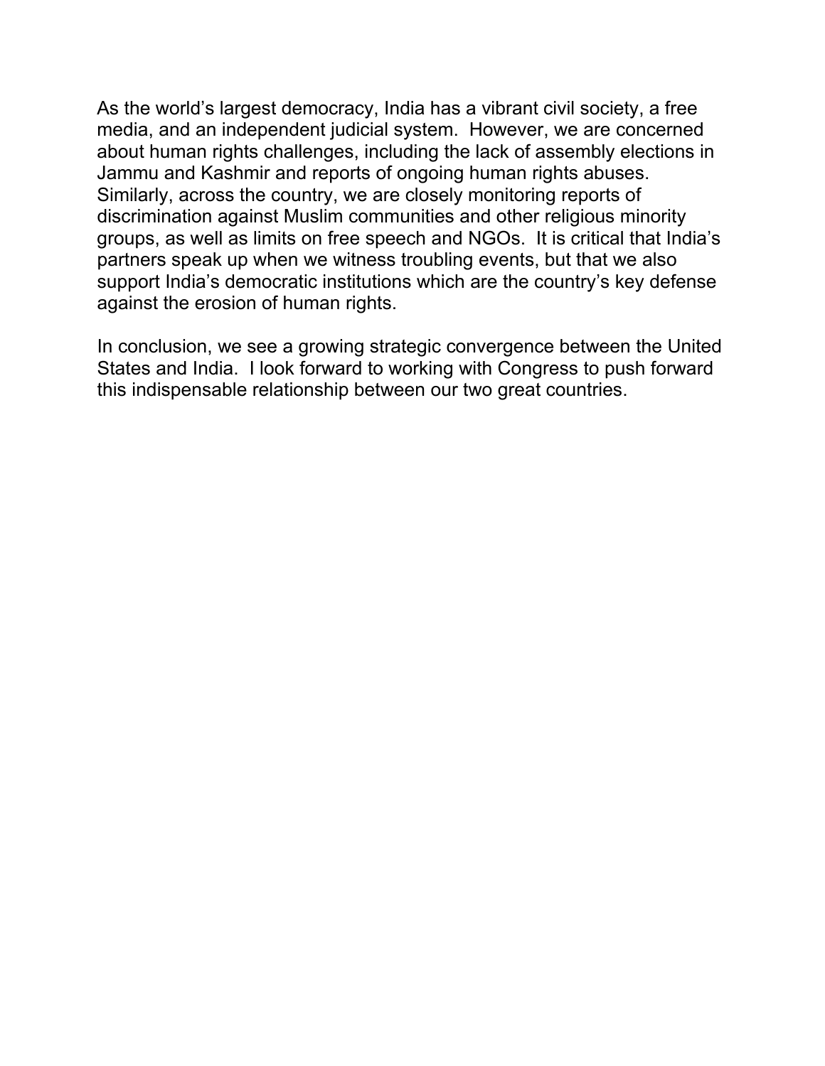As the world's largest democracy, India has a vibrant civil society, a free media, and an independent judicial system. However, we are concerned about human rights challenges, including the lack of assembly elections in Jammu and Kashmir and reports of ongoing human rights abuses. Similarly, across the country, we are closely monitoring reports of discrimination against Muslim communities and other religious minority groups, as well as limits on free speech and NGOs. It is critical that India's partners speak up when we witness troubling events, but that we also support India's democratic institutions which are the country's key defense against the erosion of human rights.

In conclusion, we see a growing strategic convergence between the United States and India. I look forward to working with Congress to push forward this indispensable relationship between our two great countries.